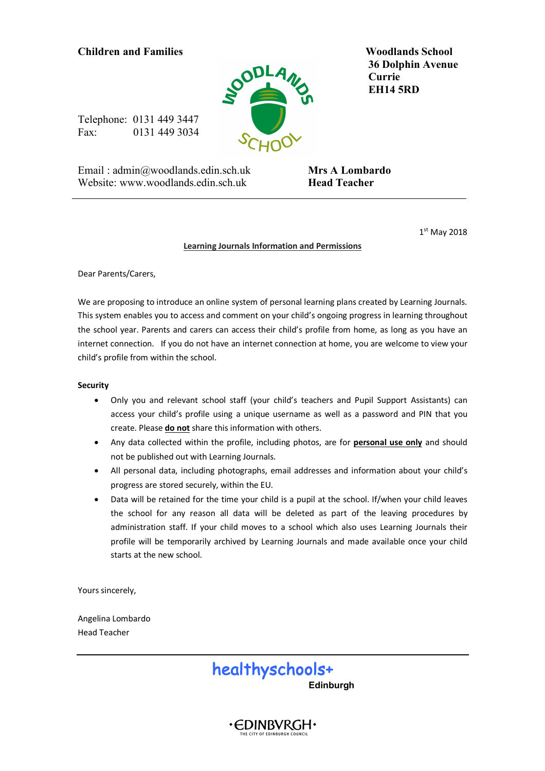**Children and Families**

**Woodlands School**
**36 Dolphin Avenue**
**Currie**
**EH14 5RD**

Telephone: 0131 449 3447
Fax: 0131 449 3034

Email : admin@woodlands.edin.sch.uk
Website: www.woodlands.edin.sch.uk

**Mrs A Lombardo**
**Head Teacher**

---

1st May 2018

**Learning Journals Information and Permissions**

Dear Parents/Carers,

We are proposing to introduce an online system of personal learning plans created by Learning Journals. This system enables you to access and comment on your child's ongoing progress in learning throughout the school year. Parents and carers can access their child's profile from home, as long as you have an internet connection. If you do not have an internet connection at home, you are welcome to view your child's profile from within the school.

**Security**

- Only you and relevant school staff (your child's teachers and Pupil Support Assistants) can access your child's profile using a unique username as well as a password and PIN that you create. Please **do not** share this information with others.
- Any data collected within the profile, including photos, are for **personal use only** and should not be published out with Learning Journals.
- All personal data, including photographs, email addresses and information about your child's progress are stored securely, within the EU.
- Data will be retained for the time your child is a pupil at the school. If/when your child leaves the school for any reason all data will be deleted as part of the leaving procedures by administration staff. If your child moves to a school which also uses Learning Journals their profile will be temporarily archived by Learning Journals and made available once your child starts at the new school.

Yours sincerely,

Angelina Lombardo
Head Teacher

---

healthyschools+
Edinburgh

EDINBVRGH
THE CITY OF EDINBURGH COUNCIL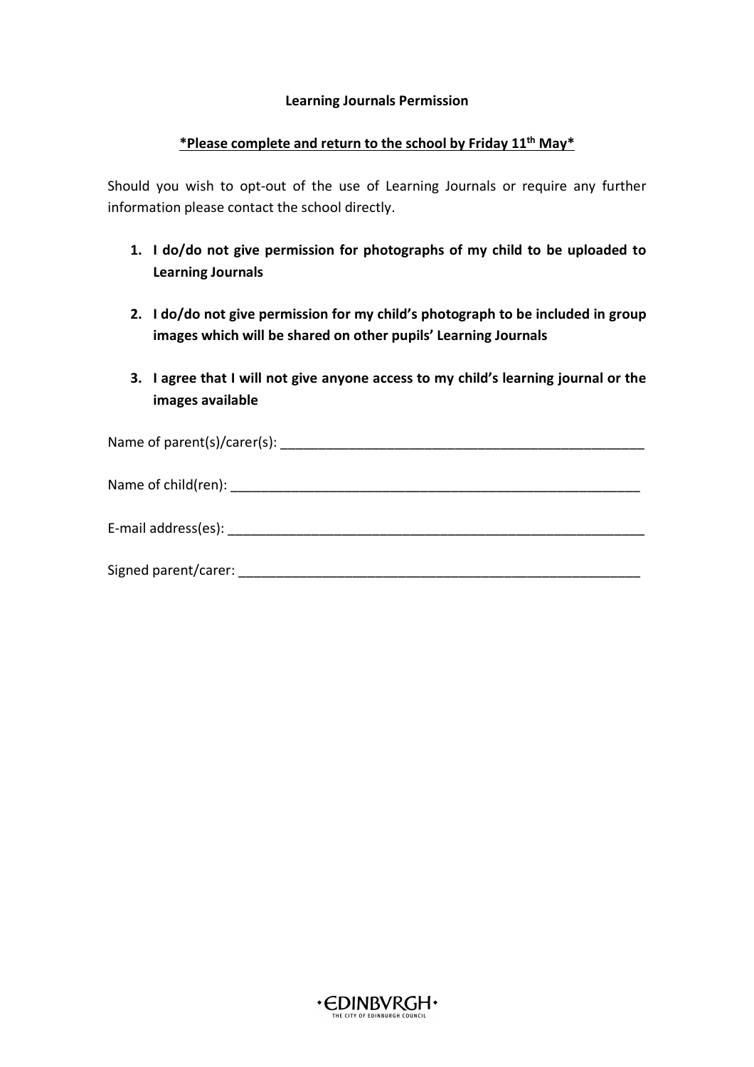**Learning Journals Permission**

***Please complete and return to the school by Friday 11th May***

Should you wish to opt-out of the use of Learning Journals or require any further information please contact the school directly.

1. **I do/do not give permission for photographs of my child to be uploaded to Learning Journals**
2. **I do/do not give permission for my child's photograph to be included in group images which will be shared on other pupils' Learning Journals**
3. **I agree that I will not give anyone access to my child's learning journal or the images available**

Name of parent(s)/carer(s): ___________________________________________________

Name of child(ren): ________________________________________________________

E-mail address(es): ________________________________________________________

Signed parent/carer: _______________________________________________________

EDINBVRGH
THE CITY OF EDINBURGH COUNCIL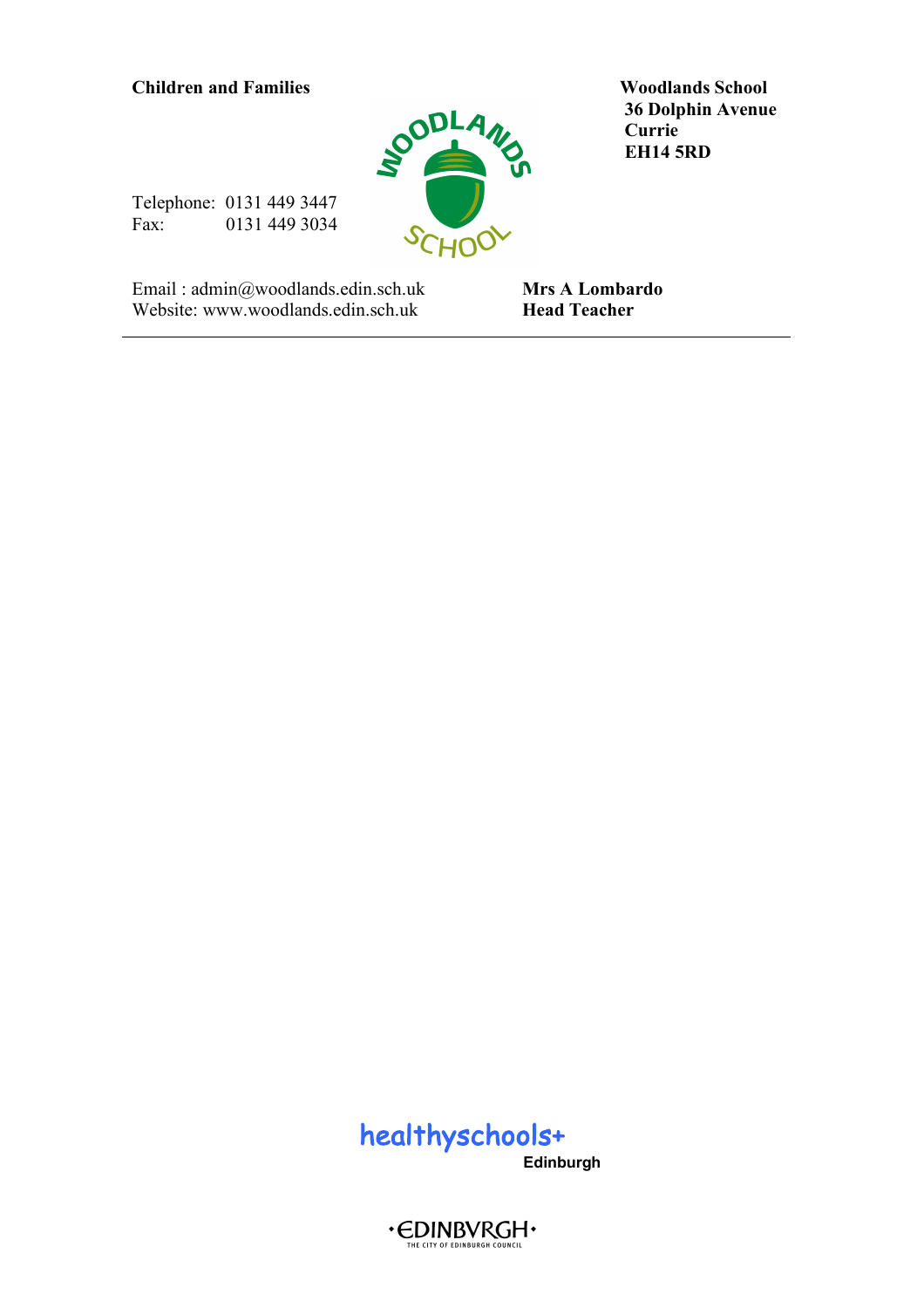**Children and Families**

Telephone: 0131 449 3447
Fax: 0131 449 3034

Email : admin@woodlands.edin.sch.uk
Website: www.woodlands.edin.sch.uk

WOODLANDS SCHOOL

**Woodlands School**
**36 Dolphin Avenue**
**Currie**
**EH14 5RD**

**Mrs A Lombardo**
**Head Teacher**

---

healthyschools+
Edinburgh

EDINBVRGH
THE CITY OF EDINBURGH COUNCIL